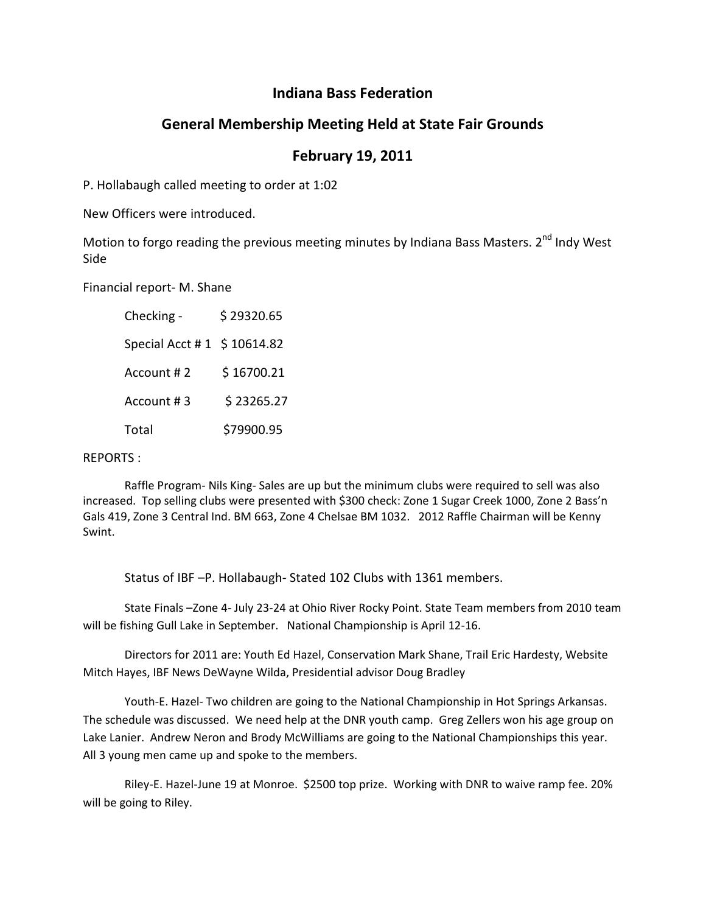# Indiana Bass Federation

## General Membership Meeting Held at State Fair Grounds

## February 19, 2011

P. Hollabaugh called meeting to order at 1:02

New Officers were introduced.

Motion to forgo reading the previous meeting minutes by Indiana Bass Masters. 2nd Indy West Side

Financial report- M. Shane

| | |
|---|---|
| Checking - | $ 29320.65 |
| Special Acct # 1 | $ 10614.82 |
| Account # 2 | $ 16700.21 |
| Account # 3 | $ 23265.27 |
| Total | $79900.95 |

REPORTS :

Raffle Program- Nils King- Sales are up but the minimum clubs were required to sell was also increased. Top selling clubs were presented with $300 check: Zone 1 Sugar Creek 1000, Zone 2 Bass'n Gals 419, Zone 3 Central Ind. BM 663, Zone 4 Chelsae BM 1032. 2012 Raffle Chairman will be Kenny Swint.

Status of IBF –P. Hollabaugh- Stated 102 Clubs with 1361 members.

State Finals –Zone 4- July 23-24 at Ohio River Rocky Point. State Team members from 2010 team will be fishing Gull Lake in September. National Championship is April 12-16.

Directors for 2011 are: Youth Ed Hazel, Conservation Mark Shane, Trail Eric Hardesty, Website Mitch Hayes, IBF News DeWayne Wilda, Presidential advisor Doug Bradley

Youth-E. Hazel- Two children are going to the National Championship in Hot Springs Arkansas. The schedule was discussed. We need help at the DNR youth camp. Greg Zellers won his age group on Lake Lanier. Andrew Neron and Brody McWilliams are going to the National Championships this year. All 3 young men came up and spoke to the members.

Riley-E. Hazel-June 19 at Monroe. $2500 top prize. Working with DNR to waive ramp fee. 20% will be going to Riley.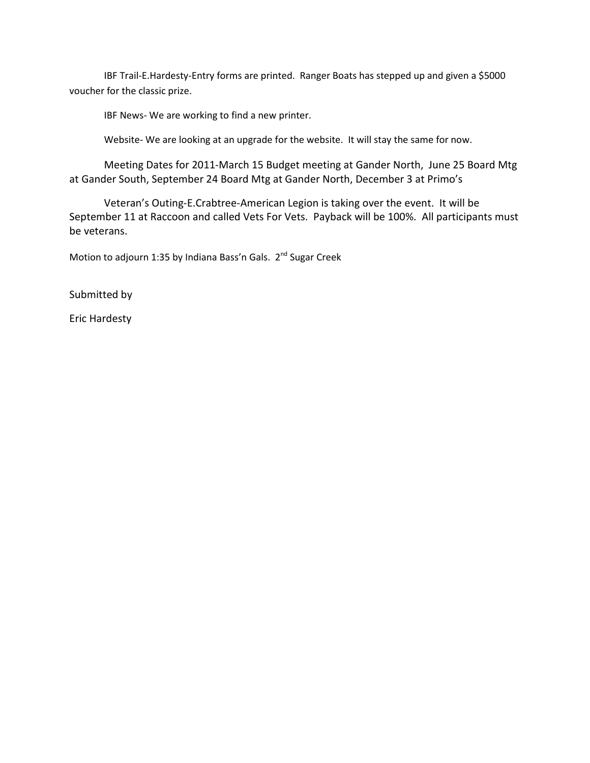IBF Trail-E.Hardesty-Entry forms are printed. Ranger Boats has stepped up and given a $5000 voucher for the classic prize.

IBF News- We are working to find a new printer.

Website- We are looking at an upgrade for the website. It will stay the same for now.

Meeting Dates for 2011-March 15 Budget meeting at Gander North, June 25 Board Mtg at Gander South, September 24 Board Mtg at Gander North, December 3 at Primo's

Veteran's Outing-E.Crabtree-American Legion is taking over the event. It will be September 11 at Raccoon and called Vets For Vets. Payback will be 100%. All participants must be veterans.

Motion to adjourn 1:35 by Indiana Bass'n Gals. 2nd Sugar Creek

Submitted by

Eric Hardesty